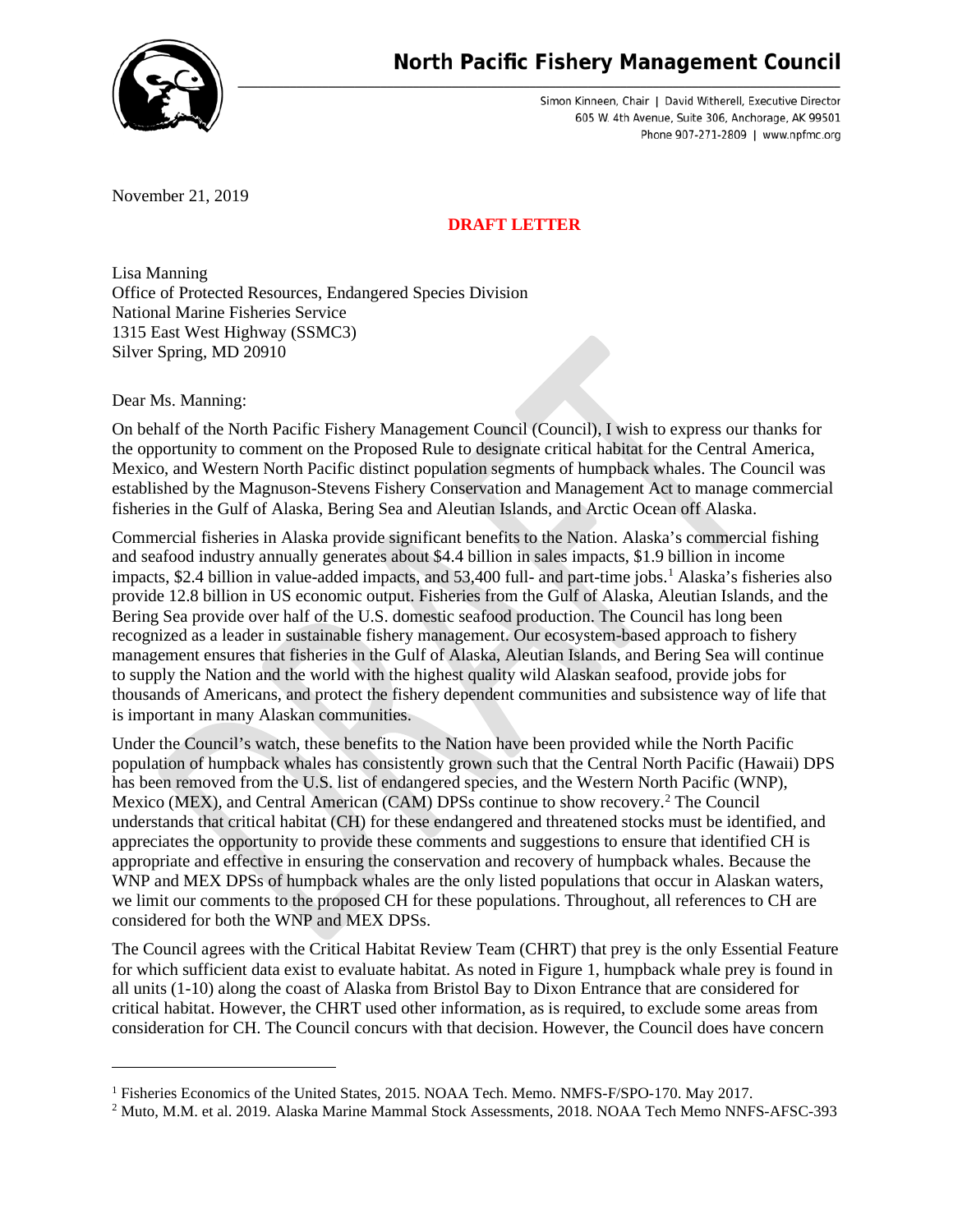# North Pacific Fishery Management Council

Simon Kinneen, Chair | David Witherell, Executive Director
605 W. 4th Avenue, Suite 306, Anchorage, AK 99501
Phone 907-271-2809 | www.npfmc.org

November 21, 2019

**DRAFT LETTER**

Lisa Manning
Office of Protected Resources, Endangered Species Division
National Marine Fisheries Service
1315 East West Highway (SSMC3)
Silver Spring, MD 20910

Dear Ms. Manning:

On behalf of the North Pacific Fishery Management Council (Council), I wish to express our thanks for the opportunity to comment on the Proposed Rule to designate critical habitat for the Central America, Mexico, and Western North Pacific distinct population segments of humpback whales. The Council was established by the Magnuson-Stevens Fishery Conservation and Management Act to manage commercial fisheries in the Gulf of Alaska, Bering Sea and Aleutian Islands, and Arctic Ocean off Alaska.

Commercial fisheries in Alaska provide significant benefits to the Nation. Alaska's commercial fishing and seafood industry annually generates about $4.4 billion in sales impacts, $1.9 billion in income impacts, $2.4 billion in value-added impacts, and 53,400 full- and part-time jobs.[1] Alaska's fisheries also provide 12.8 billion in US economic output. Fisheries from the Gulf of Alaska, Aleutian Islands, and the Bering Sea provide over half of the U.S. domestic seafood production. The Council has long been recognized as a leader in sustainable fishery management. Our ecosystem-based approach to fishery management ensures that fisheries in the Gulf of Alaska, Aleutian Islands, and Bering Sea will continue to supply the Nation and the world with the highest quality wild Alaskan seafood, provide jobs for thousands of Americans, and protect the fishery dependent communities and subsistence way of life that is important in many Alaskan communities.

Under the Council's watch, these benefits to the Nation have been provided while the North Pacific population of humpback whales has consistently grown such that the Central North Pacific (Hawaii) DPS has been removed from the U.S. list of endangered species, and the Western North Pacific (WNP), Mexico (MEX), and Central American (CAM) DPSs continue to show recovery.[2] The Council understands that critical habitat (CH) for these endangered and threatened stocks must be identified, and appreciates the opportunity to provide these comments and suggestions to ensure that identified CH is appropriate and effective in ensuring the conservation and recovery of humpback whales. Because the WNP and MEX DPSs of humpback whales are the only listed populations that occur in Alaskan waters, we limit our comments to the proposed CH for these populations. Throughout, all references to CH are considered for both the WNP and MEX DPSs.

The Council agrees with the Critical Habitat Review Team (CHRT) that prey is the only Essential Feature for which sufficient data exist to evaluate habitat. As noted in Figure 1, humpback whale prey is found in all units (1-10) along the coast of Alaska from Bristol Bay to Dixon Entrance that are considered for critical habitat. However, the CHRT used other information, as is required, to exclude some areas from consideration for CH. The Council concurs with that decision. However, the Council does have concern

---

[1] Fisheries Economics of the United States, 2015. NOAA Tech. Memo. NMFS-F/SPO-170. May 2017.

[2] Muto, M.M. et al. 2019. Alaska Marine Mammal Stock Assessments, 2018. NOAA Tech Memo NNFS-AFSC-393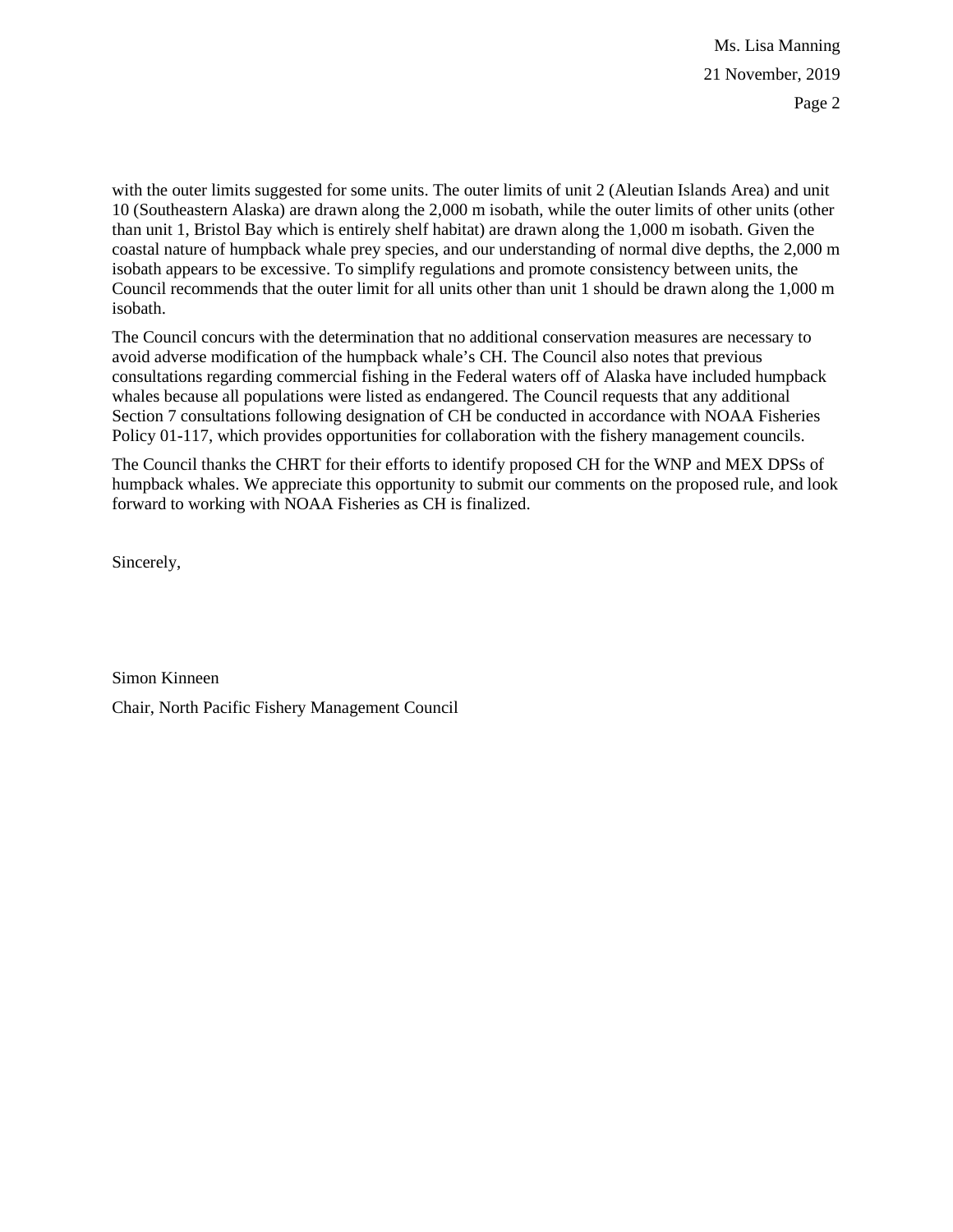with the outer limits suggested for some units. The outer limits of unit 2 (Aleutian Islands Area) and unit 10 (Southeastern Alaska) are drawn along the 2,000 m isobath, while the outer limits of other units (other than unit 1, Bristol Bay which is entirely shelf habitat) are drawn along the 1,000 m isobath. Given the coastal nature of humpback whale prey species, and our understanding of normal dive depths, the 2,000 m isobath appears to be excessive. To simplify regulations and promote consistency between units, the Council recommends that the outer limit for all units other than unit 1 should be drawn along the 1,000 m isobath.

The Council concurs with the determination that no additional conservation measures are necessary to avoid adverse modification of the humpback whale's CH. The Council also notes that previous consultations regarding commercial fishing in the Federal waters off of Alaska have included humpback whales because all populations were listed as endangered. The Council requests that any additional Section 7 consultations following designation of CH be conducted in accordance with NOAA Fisheries Policy 01-117, which provides opportunities for collaboration with the fishery management councils.

The Council thanks the CHRT for their efforts to identify proposed CH for the WNP and MEX DPSs of humpback whales. We appreciate this opportunity to submit our comments on the proposed rule, and look forward to working with NOAA Fisheries as CH is finalized.

Sincerely,

Simon Kinneen

Chair, North Pacific Fishery Management Council